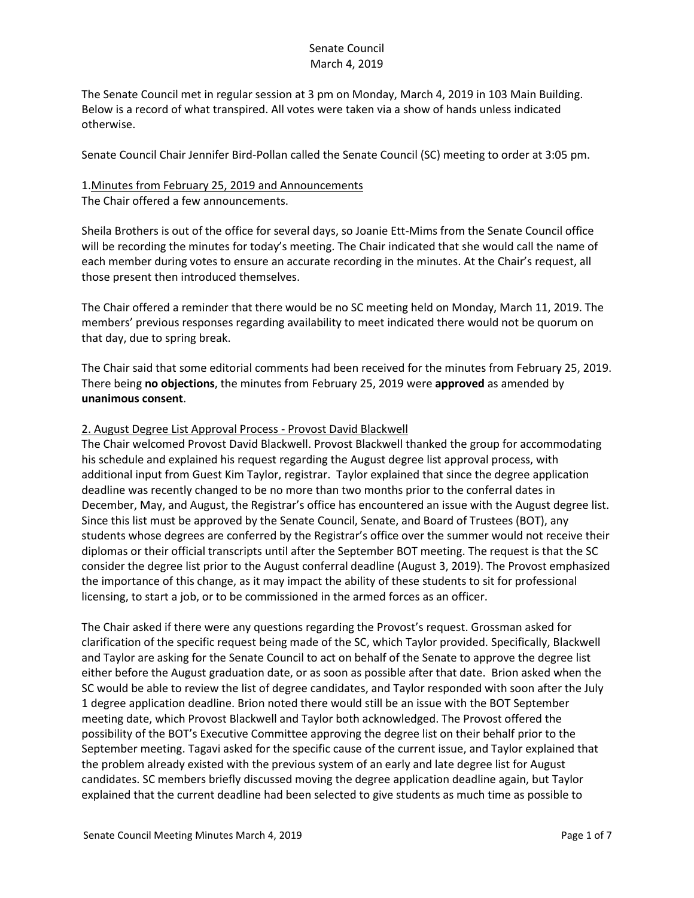Senate Council
March 4, 2019

The Senate Council met in regular session at 3 pm on Monday, March 4, 2019 in 103 Main Building. Below is a record of what transpired. All votes were taken via a show of hands unless indicated otherwise.

Senate Council Chair Jennifer Bird-Pollan called the Senate Council (SC) meeting to order at 3:05 pm.

1. Minutes from February 25, 2019 and Announcements

The Chair offered a few announcements.

Sheila Brothers is out of the office for several days, so Joanie Ett-Mims from the Senate Council office will be recording the minutes for today's meeting. The Chair indicated that she would call the name of each member during votes to ensure an accurate recording in the minutes. At the Chair's request, all those present then introduced themselves.

The Chair offered a reminder that there would be no SC meeting held on Monday, March 11, 2019. The members' previous responses regarding availability to meet indicated there would not be quorum on that day, due to spring break.

The Chair said that some editorial comments had been received for the minutes from February 25, 2019. There being **no objections**, the minutes from February 25, 2019 were **approved** as amended by **unanimous consent**.

2. August Degree List Approval Process - Provost David Blackwell

The Chair welcomed Provost David Blackwell. Provost Blackwell thanked the group for accommodating his schedule and explained his request regarding the August degree list approval process, with additional input from Guest Kim Taylor, registrar. Taylor explained that since the degree application deadline was recently changed to be no more than two months prior to the conferral dates in December, May, and August, the Registrar's office has encountered an issue with the August degree list. Since this list must be approved by the Senate Council, Senate, and Board of Trustees (BOT), any students whose degrees are conferred by the Registrar's office over the summer would not receive their diplomas or their official transcripts until after the September BOT meeting. The request is that the SC consider the degree list prior to the August conferral deadline (August 3, 2019). The Provost emphasized the importance of this change, as it may impact the ability of these students to sit for professional licensing, to start a job, or to be commissioned in the armed forces as an officer.

The Chair asked if there were any questions regarding the Provost's request. Grossman asked for clarification of the specific request being made of the SC, which Taylor provided. Specifically, Blackwell and Taylor are asking for the Senate Council to act on behalf of the Senate to approve the degree list either before the August graduation date, or as soon as possible after that date. Brion asked when the SC would be able to review the list of degree candidates, and Taylor responded with soon after the July 1 degree application deadline. Brion noted there would still be an issue with the BOT September meeting date, which Provost Blackwell and Taylor both acknowledged. The Provost offered the possibility of the BOT's Executive Committee approving the degree list on their behalf prior to the September meeting. Tagavi asked for the specific cause of the current issue, and Taylor explained that the problem already existed with the previous system of an early and late degree list for August candidates. SC members briefly discussed moving the degree application deadline again, but Taylor explained that the current deadline had been selected to give students as much time as possible to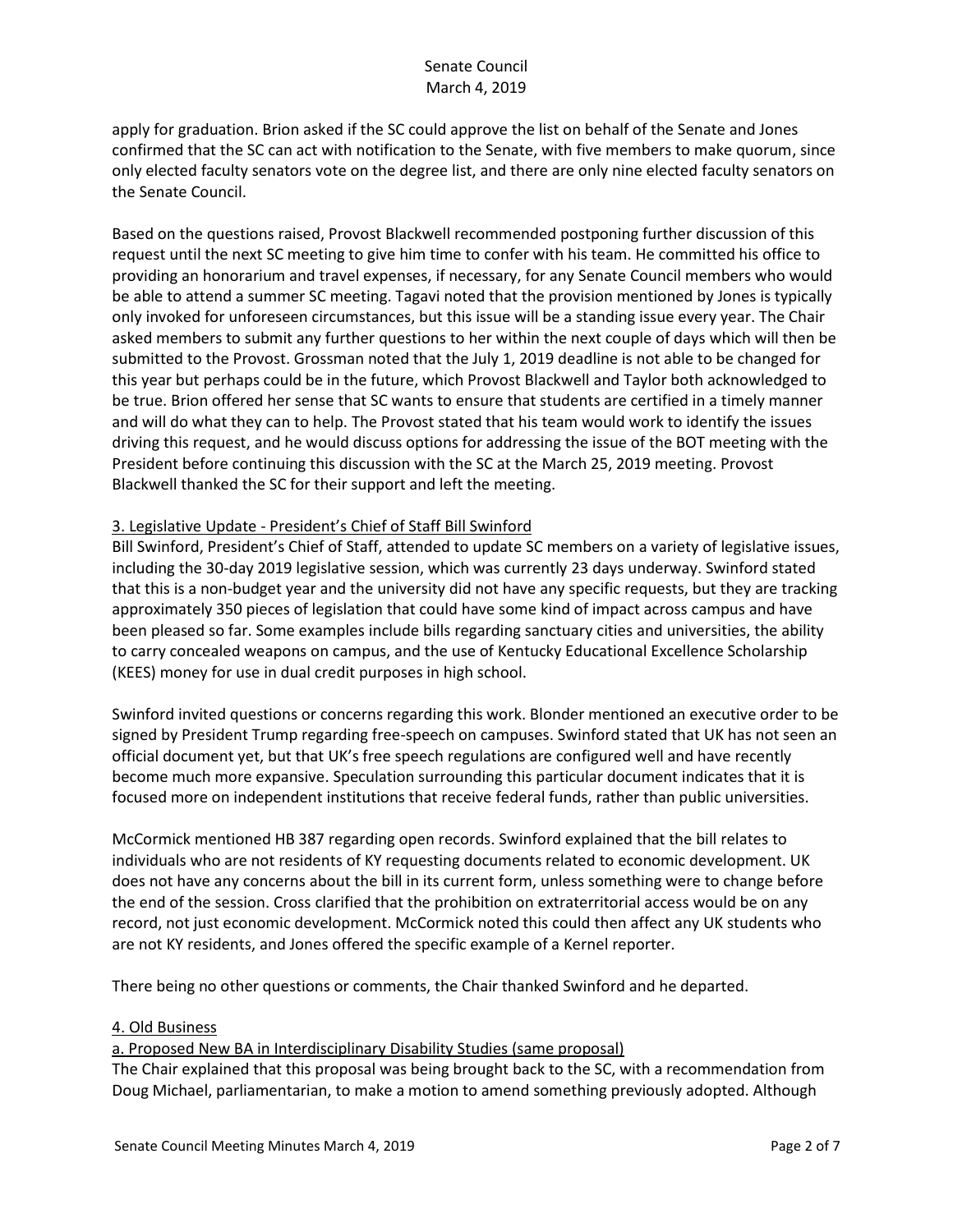apply for graduation. Brion asked if the SC could approve the list on behalf of the Senate and Jones confirmed that the SC can act with notification to the Senate, with five members to make quorum, since only elected faculty senators vote on the degree list, and there are only nine elected faculty senators on the Senate Council.

Based on the questions raised, Provost Blackwell recommended postponing further discussion of this request until the next SC meeting to give him time to confer with his team. He committed his office to providing an honorarium and travel expenses, if necessary, for any Senate Council members who would be able to attend a summer SC meeting. Tagavi noted that the provision mentioned by Jones is typically only invoked for unforeseen circumstances, but this issue will be a standing issue every year. The Chair asked members to submit any further questions to her within the next couple of days which will then be submitted to the Provost. Grossman noted that the July 1, 2019 deadline is not able to be changed for this year but perhaps could be in the future, which Provost Blackwell and Taylor both acknowledged to be true. Brion offered her sense that SC wants to ensure that students are certified in a timely manner and will do what they can to help. The Provost stated that his team would work to identify the issues driving this request, and he would discuss options for addressing the issue of the BOT meeting with the President before continuing this discussion with the SC at the March 25, 2019 meeting. Provost Blackwell thanked the SC for their support and left the meeting.

3. Legislative Update - President's Chief of Staff Bill Swinford

Bill Swinford, President's Chief of Staff, attended to update SC members on a variety of legislative issues, including the 30-day 2019 legislative session, which was currently 23 days underway. Swinford stated that this is a non-budget year and the university did not have any specific requests, but they are tracking approximately 350 pieces of legislation that could have some kind of impact across campus and have been pleased so far. Some examples include bills regarding sanctuary cities and universities, the ability to carry concealed weapons on campus, and the use of Kentucky Educational Excellence Scholarship (KEES) money for use in dual credit purposes in high school.

Swinford invited questions or concerns regarding this work. Blonder mentioned an executive order to be signed by President Trump regarding free-speech on campuses. Swinford stated that UK has not seen an official document yet, but that UK's free speech regulations are configured well and have recently become much more expansive. Speculation surrounding this particular document indicates that it is focused more on independent institutions that receive federal funds, rather than public universities.

McCormick mentioned HB 387 regarding open records. Swinford explained that the bill relates to individuals who are not residents of KY requesting documents related to economic development. UK does not have any concerns about the bill in its current form, unless something were to change before the end of the session. Cross clarified that the prohibition on extraterritorial access would be on any record, not just economic development. McCormick noted this could then affect any UK students who are not KY residents, and Jones offered the specific example of a Kernel reporter.

There being no other questions or comments, the Chair thanked Swinford and he departed.

4. Old Business

a. Proposed New BA in Interdisciplinary Disability Studies (same proposal)

The Chair explained that this proposal was being brought back to the SC, with a recommendation from Doug Michael, parliamentarian, to make a motion to amend something previously adopted. Although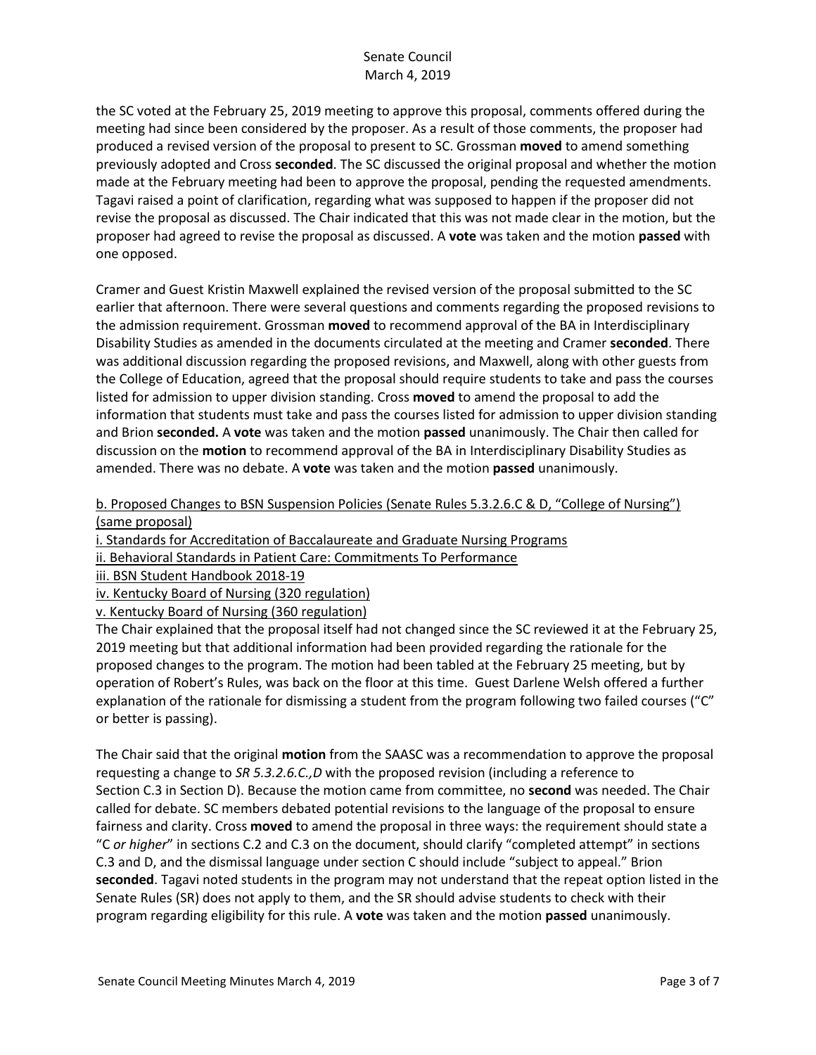the SC voted at the February 25, 2019 meeting to approve this proposal, comments offered during the meeting had since been considered by the proposer. As a result of those comments, the proposer had produced a revised version of the proposal to present to SC. Grossman **moved** to amend something previously adopted and Cross **seconded**. The SC discussed the original proposal and whether the motion made at the February meeting had been to approve the proposal, pending the requested amendments. Tagavi raised a point of clarification, regarding what was supposed to happen if the proposer did not revise the proposal as discussed. The Chair indicated that this was not made clear in the motion, but the proposer had agreed to revise the proposal as discussed. A **vote** was taken and the motion **passed** with one opposed.

Cramer and Guest Kristin Maxwell explained the revised version of the proposal submitted to the SC earlier that afternoon. There were several questions and comments regarding the proposed revisions to the admission requirement. Grossman **moved** to recommend approval of the BA in Interdisciplinary Disability Studies as amended in the documents circulated at the meeting and Cramer **seconded**. There was additional discussion regarding the proposed revisions, and Maxwell, along with other guests from the College of Education, agreed that the proposal should require students to take and pass the courses listed for admission to upper division standing. Cross **moved** to amend the proposal to add the information that students must take and pass the courses listed for admission to upper division standing and Brion **seconded.** A **vote** was taken and the motion **passed** unanimously. The Chair then called for discussion on the **motion** to recommend approval of the BA in Interdisciplinary Disability Studies as amended. There was no debate. A **vote** was taken and the motion **passed** unanimously.

<u>b. Proposed Changes to BSN Suspension Policies (Senate Rules 5.3.2.6.C & D, "College of Nursing") (same proposal)</u>

<u>i. Standards for Accreditation of Baccalaureate and Graduate Nursing Programs</u>
<u>ii. Behavioral Standards in Patient Care: Commitments To Performance</u>
<u>iii. BSN Student Handbook 2018-19</u>
<u>iv. Kentucky Board of Nursing (320 regulation)</u>
<u>v. Kentucky Board of Nursing (360 regulation)</u>

The Chair explained that the proposal itself had not changed since the SC reviewed it at the February 25, 2019 meeting but that additional information had been provided regarding the rationale for the proposed changes to the program. The motion had been tabled at the February 25 meeting, but by operation of Robert's Rules, was back on the floor at this time. Guest Darlene Welsh offered a further explanation of the rationale for dismissing a student from the program following two failed courses ("C" or better is passing).

The Chair said that the original **motion** from the SAASC was a recommendation to approve the proposal requesting a change to *SR 5.3.2.6.C.,D* with the proposed revision (including a reference to Section C.3 in Section D). Because the motion came from committee, no **second** was needed. The Chair called for debate. SC members debated potential revisions to the language of the proposal to ensure fairness and clarity. Cross **moved** to amend the proposal in three ways: the requirement should state a "C *or higher*" in sections C.2 and C.3 on the document, should clarify "completed attempt" in sections C.3 and D, and the dismissal language under section C should include "subject to appeal." Brion **seconded**. Tagavi noted students in the program may not understand that the repeat option listed in the Senate Rules (SR) does not apply to them, and the SR should advise students to check with their program regarding eligibility for this rule. A **vote** was taken and the motion **passed** unanimously.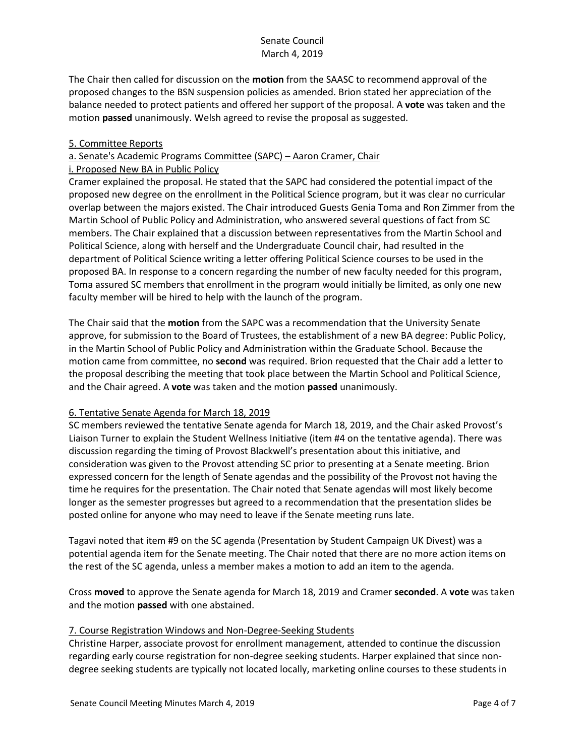The Chair then called for discussion on the **motion** from the SAASC to recommend approval of the proposed changes to the BSN suspension policies as amended. Brion stated her appreciation of the balance needed to protect patients and offered her support of the proposal. A **vote** was taken and the motion **passed** unanimously. Welsh agreed to revise the proposal as suggested.

## 5. Committee Reports

### a. Senate's Academic Programs Committee (SAPC) – Aaron Cramer, Chair

#### i. Proposed New BA in Public Policy

Cramer explained the proposal. He stated that the SAPC had considered the potential impact of the proposed new degree on the enrollment in the Political Science program, but it was clear no curricular overlap between the majors existed. The Chair introduced Guests Genia Toma and Ron Zimmer from the Martin School of Public Policy and Administration, who answered several questions of fact from SC members. The Chair explained that a discussion between representatives from the Martin School and Political Science, along with herself and the Undergraduate Council chair, had resulted in the department of Political Science writing a letter offering Political Science courses to be used in the proposed BA. In response to a concern regarding the number of new faculty needed for this program, Toma assured SC members that enrollment in the program would initially be limited, as only one new faculty member will be hired to help with the launch of the program.

The Chair said that the **motion** from the SAPC was a recommendation that the University Senate approve, for submission to the Board of Trustees, the establishment of a new BA degree: Public Policy, in the Martin School of Public Policy and Administration within the Graduate School. Because the motion came from committee, no **second** was required. Brion requested that the Chair add a letter to the proposal describing the meeting that took place between the Martin School and Political Science, and the Chair agreed. A **vote** was taken and the motion **passed** unanimously.

## 6. Tentative Senate Agenda for March 18, 2019

SC members reviewed the tentative Senate agenda for March 18, 2019, and the Chair asked Provost's Liaison Turner to explain the Student Wellness Initiative (item #4 on the tentative agenda). There was discussion regarding the timing of Provost Blackwell's presentation about this initiative, and consideration was given to the Provost attending SC prior to presenting at a Senate meeting. Brion expressed concern for the length of Senate agendas and the possibility of the Provost not having the time he requires for the presentation. The Chair noted that Senate agendas will most likely become longer as the semester progresses but agreed to a recommendation that the presentation slides be posted online for anyone who may need to leave if the Senate meeting runs late.

Tagavi noted that item #9 on the SC agenda (Presentation by Student Campaign UK Divest) was a potential agenda item for the Senate meeting. The Chair noted that there are no more action items on the rest of the SC agenda, unless a member makes a motion to add an item to the agenda.

Cross **moved** to approve the Senate agenda for March 18, 2019 and Cramer **seconded**. A **vote** was taken and the motion **passed** with one abstained.

## 7. Course Registration Windows and Non-Degree-Seeking Students

Christine Harper, associate provost for enrollment management, attended to continue the discussion regarding early course registration for non-degree seeking students. Harper explained that since non-degree seeking students are typically not located locally, marketing online courses to these students in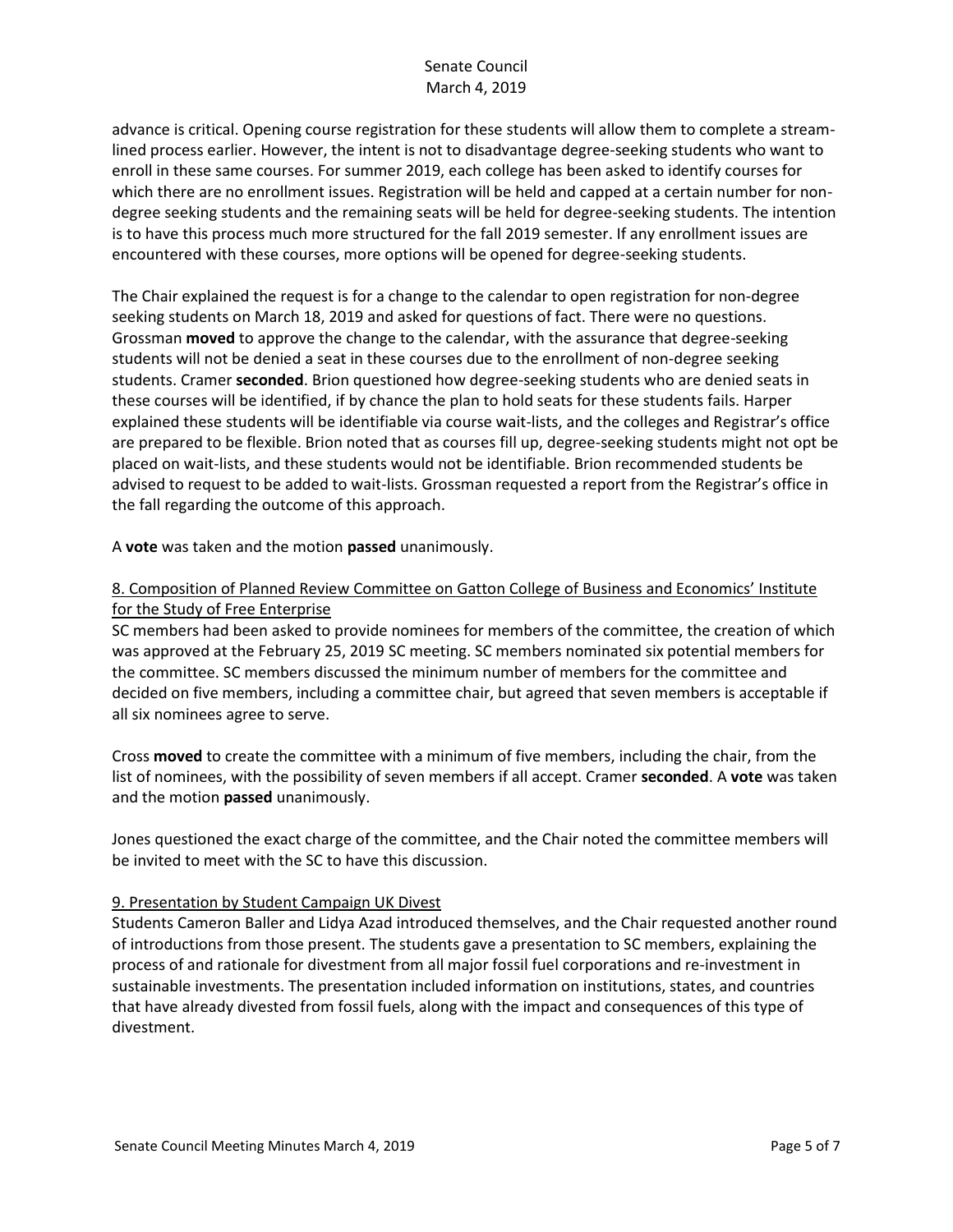advance is critical. Opening course registration for these students will allow them to complete a stream-lined process earlier. However, the intent is not to disadvantage degree-seeking students who want to enroll in these same courses. For summer 2019, each college has been asked to identify courses for which there are no enrollment issues. Registration will be held and capped at a certain number for non-degree seeking students and the remaining seats will be held for degree-seeking students. The intention is to have this process much more structured for the fall 2019 semester. If any enrollment issues are encountered with these courses, more options will be opened for degree-seeking students.

The Chair explained the request is for a change to the calendar to open registration for non-degree seeking students on March 18, 2019 and asked for questions of fact. There were no questions. Grossman **moved** to approve the change to the calendar, with the assurance that degree-seeking students will not be denied a seat in these courses due to the enrollment of non-degree seeking students. Cramer **seconded**. Brion questioned how degree-seeking students who are denied seats in these courses will be identified, if by chance the plan to hold seats for these students fails. Harper explained these students will be identifiable via course wait-lists, and the colleges and Registrar's office are prepared to be flexible. Brion noted that as courses fill up, degree-seeking students might not opt be placed on wait-lists, and these students would not be identifiable. Brion recommended students be advised to request to be added to wait-lists. Grossman requested a report from the Registrar's office in the fall regarding the outcome of this approach.

A **vote** was taken and the motion **passed** unanimously.

<u>8. Composition of Planned Review Committee on Gatton College of Business and Economics' Institute for the Study of Free Enterprise</u>

SC members had been asked to provide nominees for members of the committee, the creation of which was approved at the February 25, 2019 SC meeting. SC members nominated six potential members for the committee. SC members discussed the minimum number of members for the committee and decided on five members, including a committee chair, but agreed that seven members is acceptable if all six nominees agree to serve.

Cross **moved** to create the committee with a minimum of five members, including the chair, from the list of nominees, with the possibility of seven members if all accept. Cramer **seconded**. A **vote** was taken and the motion **passed** unanimously.

Jones questioned the exact charge of the committee, and the Chair noted the committee members will be invited to meet with the SC to have this discussion.

<u>9. Presentation by Student Campaign UK Divest</u>

Students Cameron Baller and Lidya Azad introduced themselves, and the Chair requested another round of introductions from those present. The students gave a presentation to SC members, explaining the process of and rationale for divestment from all major fossil fuel corporations and re-investment in sustainable investments. The presentation included information on institutions, states, and countries that have already divested from fossil fuels, along with the impact and consequences of this type of divestment.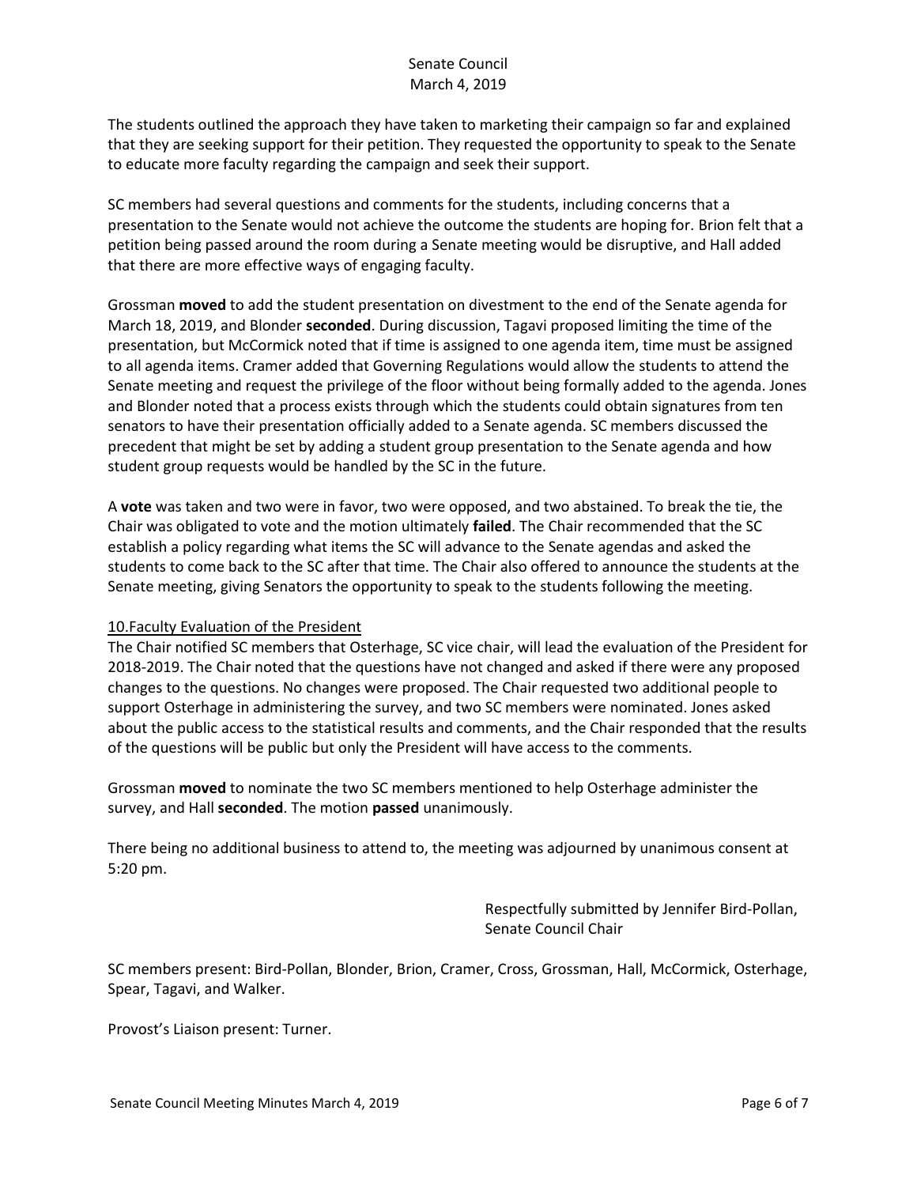The students outlined the approach they have taken to marketing their campaign so far and explained that they are seeking support for their petition. They requested the opportunity to speak to the Senate to educate more faculty regarding the campaign and seek their support.

SC members had several questions and comments for the students, including concerns that a presentation to the Senate would not achieve the outcome the students are hoping for. Brion felt that a petition being passed around the room during a Senate meeting would be disruptive, and Hall added that there are more effective ways of engaging faculty.

Grossman **moved** to add the student presentation on divestment to the end of the Senate agenda for March 18, 2019, and Blonder **seconded**. During discussion, Tagavi proposed limiting the time of the presentation, but McCormick noted that if time is assigned to one agenda item, time must be assigned to all agenda items. Cramer added that Governing Regulations would allow the students to attend the Senate meeting and request the privilege of the floor without being formally added to the agenda. Jones and Blonder noted that a process exists through which the students could obtain signatures from ten senators to have their presentation officially added to a Senate agenda. SC members discussed the precedent that might be set by adding a student group presentation to the Senate agenda and how student group requests would be handled by the SC in the future.

A **vote** was taken and two were in favor, two were opposed, and two abstained. To break the tie, the Chair was obligated to vote and the motion ultimately **failed**. The Chair recommended that the SC establish a policy regarding what items the SC will advance to the Senate agendas and asked the students to come back to the SC after that time. The Chair also offered to announce the students at the Senate meeting, giving Senators the opportunity to speak to the students following the meeting.

<u>10.Faculty Evaluation of the President</u>

The Chair notified SC members that Osterhage, SC vice chair, will lead the evaluation of the President for 2018-2019. The Chair noted that the questions have not changed and asked if there were any proposed changes to the questions. No changes were proposed. The Chair requested two additional people to support Osterhage in administering the survey, and two SC members were nominated. Jones asked about the public access to the statistical results and comments, and the Chair responded that the results of the questions will be public but only the President will have access to the comments.

Grossman **moved** to nominate the two SC members mentioned to help Osterhage administer the survey, and Hall **seconded**. The motion **passed** unanimously.

There being no additional business to attend to, the meeting was adjourned by unanimous consent at 5:20 pm.

Respectfully submitted by Jennifer Bird-Pollan,
Senate Council Chair

SC members present: Bird-Pollan, Blonder, Brion, Cramer, Cross, Grossman, Hall, McCormick, Osterhage, Spear, Tagavi, and Walker.

Provost's Liaison present: Turner.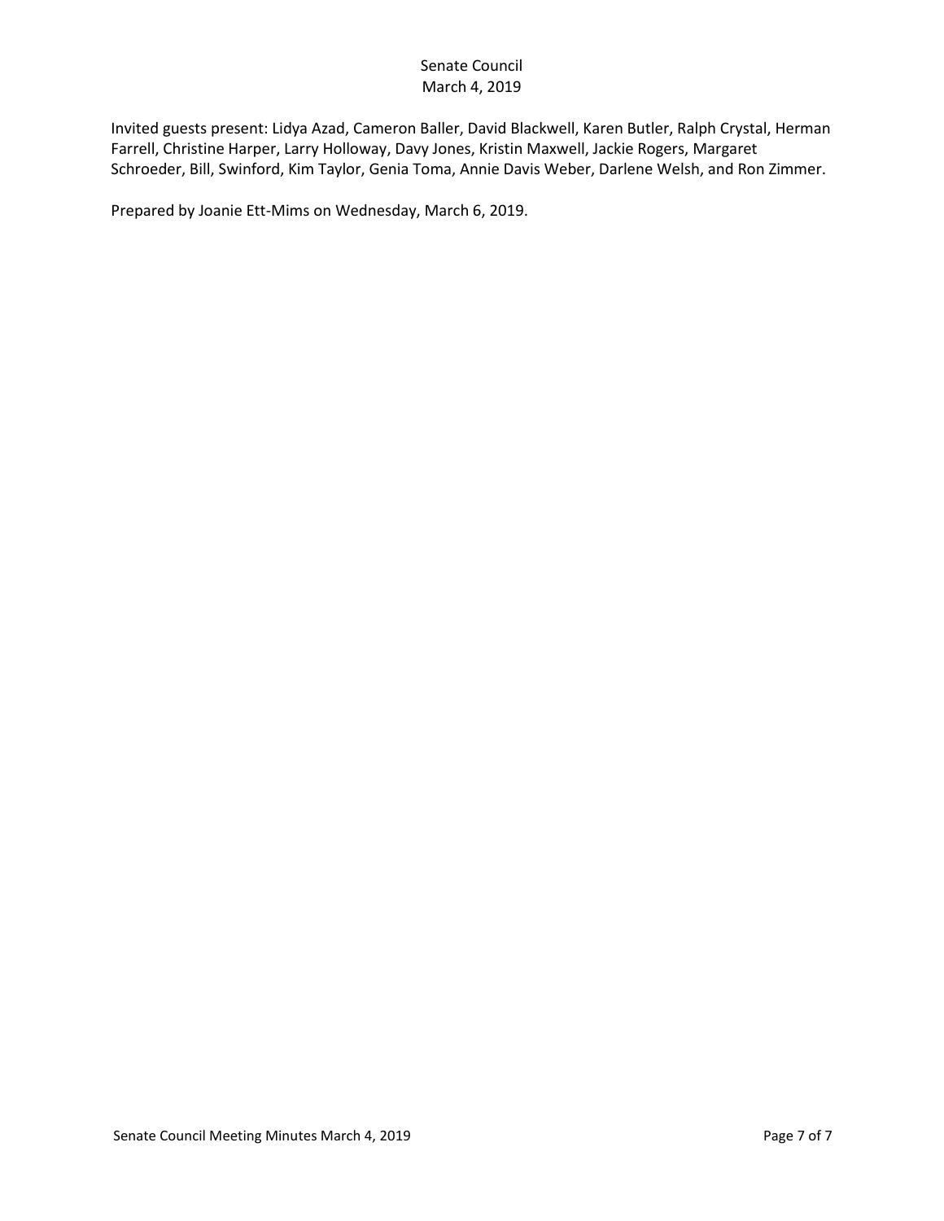Invited guests present: Lidya Azad, Cameron Baller, David Blackwell, Karen Butler, Ralph Crystal, Herman Farrell, Christine Harper, Larry Holloway, Davy Jones, Kristin Maxwell, Jackie Rogers, Margaret Schroeder, Bill, Swinford, Kim Taylor, Genia Toma, Annie Davis Weber, Darlene Welsh, and Ron Zimmer.

Prepared by Joanie Ett-Mims on Wednesday, March 6, 2019.